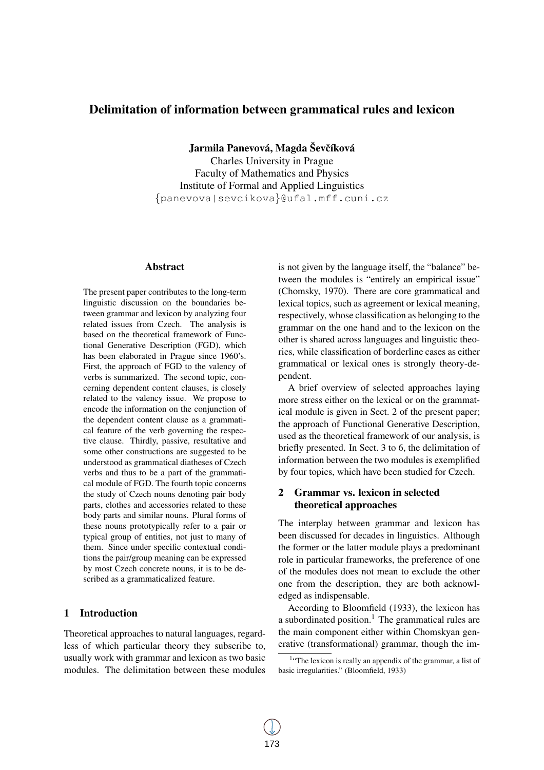# Delimitation of information between grammatical rules and lexicon

**Jarmila Panevová, Magda Ševčíková**
Charles University in Prague
Faculty of Mathematics and Physics
Institute of Formal and Applied Linguistics
{panevova|sevcikova}@ufal.mff.cuni.cz

## Abstract

The present paper contributes to the long-term linguistic discussion on the boundaries between grammar and lexicon by analyzing four related issues from Czech. The analysis is based on the theoretical framework of Functional Generative Description (FGD), which has been elaborated in Prague since 1960's. First, the approach of FGD to the valency of verbs is summarized. The second topic, concerning dependent content clauses, is closely related to the valency issue. We propose to encode the information on the conjunction of the dependent content clause as a grammatical feature of the verb governing the respective clause. Thirdly, passive, resultative and some other constructions are suggested to be understood as grammatical diatheses of Czech verbs and thus to be a part of the grammatical module of FGD. The fourth topic concerns the study of Czech nouns denoting pair body parts, clothes and accessories related to these body parts and similar nouns. Plural forms of these nouns prototypically refer to a pair or typical group of entities, not just to many of them. Since under specific contextual conditions the pair/group meaning can be expressed by most Czech concrete nouns, it is to be described as a grammaticalized feature.

## 1 Introduction

Theoretical approaches to natural languages, regardless of which particular theory they subscribe to, usually work with grammar and lexicon as two basic modules. The delimitation between these modules is not given by the language itself, the "balance" between the modules is "entirely an empirical issue" (Chomsky, 1970). There are core grammatical and lexical topics, such as agreement or lexical meaning, respectively, whose classification as belonging to the grammar on the one hand and to the lexicon on the other is shared across languages and linguistic theories, while classification of borderline cases as either grammatical or lexical ones is strongly theory-dependent.

A brief overview of selected approaches laying more stress either on the lexical or on the grammatical module is given in Sect. 2 of the present paper; the approach of Functional Generative Description, used as the theoretical framework of our analysis, is briefly presented. In Sect. 3 to 6, the delimitation of information between the two modules is exemplified by four topics, which have been studied for Czech.

## 2 Grammar vs. lexicon in selected theoretical approaches

The interplay between grammar and lexicon has been discussed for decades in linguistics. Although the former or the latter module plays a predominant role in particular frameworks, the preference of one of the modules does not mean to exclude the other one from the description, they are both acknowledged as indispensable.

According to Bloomfield (1933), the lexicon has a subordinated position.[1] The grammatical rules are the main component either within Chomskyan generative (transformational) grammar, though the im-

[1] "The lexicon is really an appendix of the grammar, a list of basic irregularities." (Bloomfield, 1933)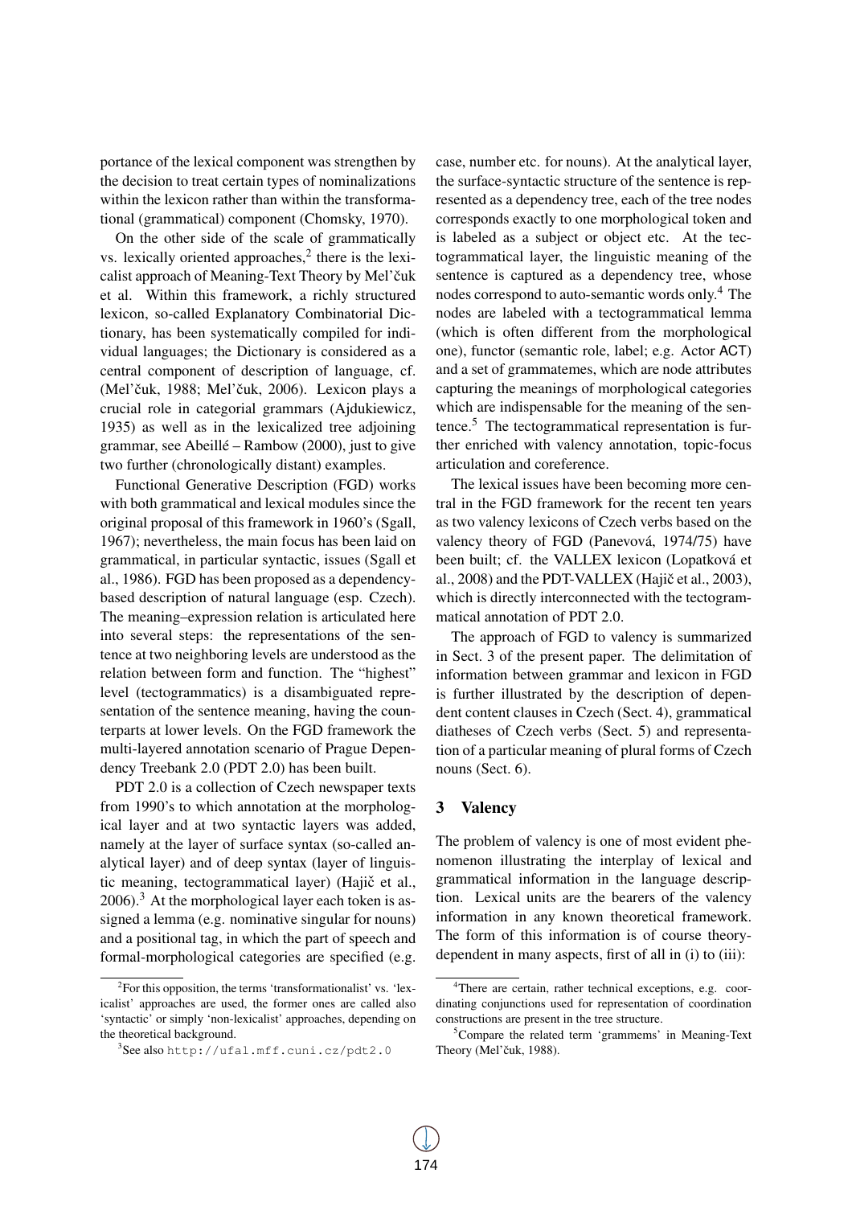portance of the lexical component was strengthen by the decision to treat certain types of nominalizations within the lexicon rather than within the transformational (grammatical) component (Chomsky, 1970).

On the other side of the scale of grammatically vs. lexically oriented approaches,[2] there is the lexicalist approach of Meaning-Text Theory by Mel'čuk et al. Within this framework, a richly structured lexicon, so-called Explanatory Combinatorial Dictionary, has been systematically compiled for individual languages; the Dictionary is considered as a central component of description of language, cf. (Mel'čuk, 1988; Mel'čuk, 2006). Lexicon plays a crucial role in categorial grammars (Ajdukiewicz, 1935) as well as in the lexicalized tree adjoining grammar, see Abeillé – Rambow (2000), just to give two further (chronologically distant) examples.

Functional Generative Description (FGD) works with both grammatical and lexical modules since the original proposal of this framework in 1960's (Sgall, 1967); nevertheless, the main focus has been laid on grammatical, in particular syntactic, issues (Sgall et al., 1986). FGD has been proposed as a dependency-based description of natural language (esp. Czech). The meaning–expression relation is articulated here into several steps: the representations of the sentence at two neighboring levels are understood as the relation between form and function. The "highest" level (tectogrammatics) is a disambiguated representation of the sentence meaning, having the counterparts at lower levels. On the FGD framework the multi-layered annotation scenario of Prague Dependency Treebank 2.0 (PDT 2.0) has been built.

PDT 2.0 is a collection of Czech newspaper texts from 1990's to which annotation at the morphological layer and at two syntactic layers was added, namely at the layer of surface syntax (so-called analytical layer) and of deep syntax (layer of linguistic meaning, tectogrammatical layer) (Hajič et al., 2006).[3] At the morphological layer each token is assigned a lemma (e.g. nominative singular for nouns) and a positional tag, in which the part of speech and formal-morphological categories are specified (e.g. case, number etc. for nouns). At the analytical layer, the surface-syntactic structure of the sentence is represented as a dependency tree, each of the tree nodes corresponds exactly to one morphological token and is labeled as a subject or object etc. At the tectogrammatical layer, the linguistic meaning of the sentence is captured as a dependency tree, whose nodes correspond to auto-semantic words only.[4] The nodes are labeled with a tectogrammatical lemma (which is often different from the morphological one), functor (semantic role, label; e.g. Actor ACT) and a set of grammatemes, which are node attributes capturing the meanings of morphological categories which are indispensable for the meaning of the sentence.[5] The tectogrammatical representation is further enriched with valency annotation, topic-focus articulation and coreference.

The lexical issues have been becoming more central in the FGD framework for the recent ten years as two valency lexicons of Czech verbs based on the valency theory of FGD (Panevová, 1974/75) have been built; cf. the VALLEX lexicon (Lopatková et al., 2008) and the PDT-VALLEX (Hajič et al., 2003), which is directly interconnected with the tectogrammatical annotation of PDT 2.0.

The approach of FGD to valency is summarized in Sect. 3 of the present paper. The delimitation of information between grammar and lexicon in FGD is further illustrated by the description of dependent content clauses in Czech (Sect. 4), grammatical diatheses of Czech verbs (Sect. 5) and representation of a particular meaning of plural forms of Czech nouns (Sect. 6).

## 3 Valency

The problem of valency is one of most evident phenomenon illustrating the interplay of lexical and grammatical information in the language description. Lexical units are the bearers of the valency information in any known theoretical framework. The form of this information is of course theory-dependent in many aspects, first of all in (i) to (iii):

[2] For this opposition, the terms 'transformationalist' vs. 'lexicalist' approaches are used, the former ones are called also 'syntactic' or simply 'non-lexicalist' approaches, depending on the theoretical background.

[3] See also http://ufal.mff.cuni.cz/pdt2.0

[4] There are certain, rather technical exceptions, e.g. coordinating conjunctions used for representation of coordination constructions are present in the tree structure.

[5] Compare the related term 'grammems' in Meaning-Text Theory (Mel'čuk, 1988).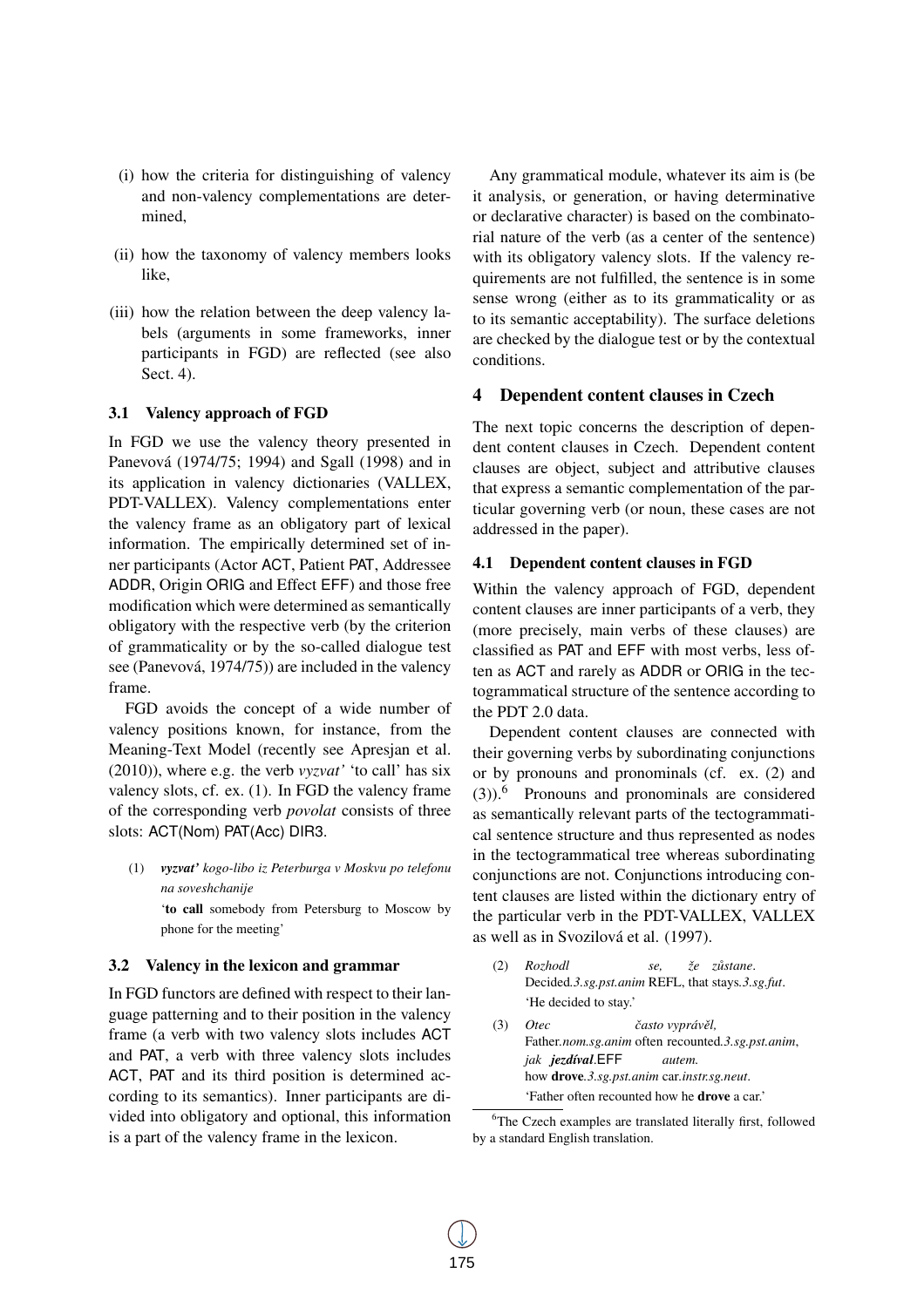(i) how the criteria for distinguishing of valency and non-valency complementations are determined,

(ii) how the taxonomy of valency members looks like,

(iii) how the relation between the deep valency labels (arguments in some frameworks, inner participants in FGD) are reflected (see also Sect. 4).

### 3.1 Valency approach of FGD

In FGD we use the valency theory presented in Panevová (1974/75; 1994) and Sgall (1998) and in its application in valency dictionaries (VALLEX, PDT-VALLEX). Valency complementations enter the valency frame as an obligatory part of lexical information. The empirically determined set of inner participants (Actor ACT, Patient PAT, Addressee ADDR, Origin ORIG and Effect EFF) and those free modification which were determined as semantically obligatory with the respective verb (by the criterion of grammaticality or by the so-called dialogue test see (Panevová, 1974/75)) are included in the valency frame.

FGD avoids the concept of a wide number of valency positions known, for instance, from the Meaning-Text Model (recently see Apresjan et al. (2010)), where e.g. the verb *vyzvat'* 'to call' has six valency slots, cf. ex. (1). In FGD the valency frame of the corresponding verb *povolat* consists of three slots: ACT(Nom) PAT(Acc) DIR3.

(1) ***vyzvat'*** *kogo-libo iz Peterburga v Moskvu po telefonu na soveshchanije*
'**to call** somebody from Petersburg to Moscow by phone for the meeting'

### 3.2 Valency in the lexicon and grammar

In FGD functors are defined with respect to their language patterning and to their position in the valency frame (a verb with two valency slots includes ACT and PAT, a verb with three valency slots includes ACT, PAT and its third position is determined according to its semantics). Inner participants are divided into obligatory and optional, this information is a part of the valency frame in the lexicon.

Any grammatical module, whatever its aim is (be it analysis, or generation, or having determinative or declarative character) is based on the combinatorial nature of the verb (as a center of the sentence) with its obligatory valency slots. If the valency requirements are not fulfilled, the sentence is in some sense wrong (either as to its grammaticality or as to its semantic acceptability). The surface deletions are checked by the dialogue test or by the contextual conditions.

## 4 Dependent content clauses in Czech

The next topic concerns the description of dependent content clauses in Czech. Dependent content clauses are object, subject and attributive clauses that express a semantic complementation of the particular governing verb (or noun, these cases are not addressed in the paper).

### 4.1 Dependent content clauses in FGD

Within the valency approach of FGD, dependent content clauses are inner participants of a verb, they (more precisely, main verbs of these clauses) are classified as PAT and EFF with most verbs, less often as ACT and rarely as ADDR or ORIG in the tectogrammatical structure of the sentence according to the PDT 2.0 data.

Dependent content clauses are connected with their governing verbs by subordinating conjunctions or by pronouns and pronominals (cf. ex. (2) and (3)).[6] Pronouns and pronominals are considered as semantically relevant parts of the tectogrammatical sentence structure and thus represented as nodes in the tectogrammatical tree whereas subordinating conjunctions are not. Conjunctions introducing content clauses are listed within the dictionary entry of the particular verb in the PDT-VALLEX, VALLEX as well as in Svozilová et al. (1997).

(2) *Rozhodl se, že zůstane.*
Decided.*3.sg.pst.anim* REFL, that stays.*3.sg.fut*.
'He decided to stay.'

(3) *Otec často vyprávěl,*
Father.*nom.sg.anim* often recounted.*3.sg.pst.anim*,
*jak* ***jezdíval***.EFF *autem.*
how **drove**.*3.sg.pst.anim* car.*instr.sg.neut*.
'Father often recounted how he **drove** a car.'

[6] The Czech examples are translated literally first, followed by a standard English translation.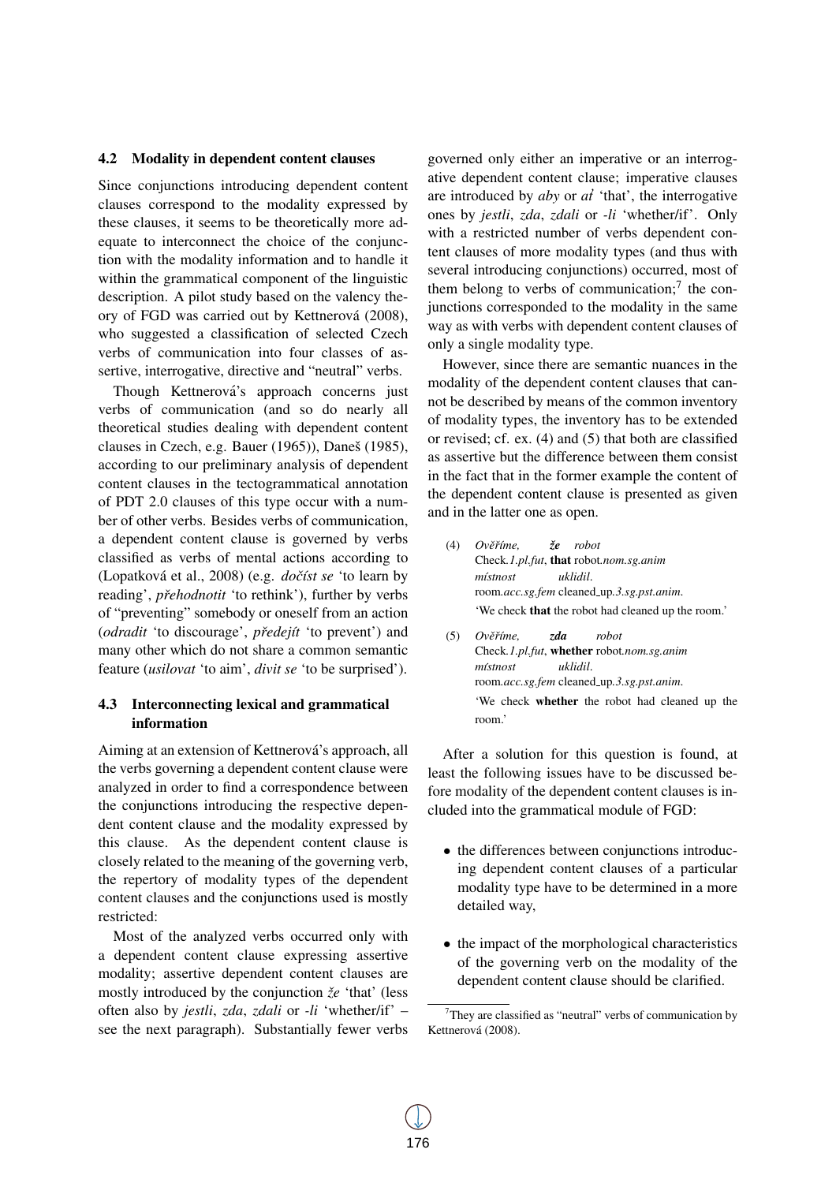### 4.2 Modality in dependent content clauses

Since conjunctions introducing dependent content clauses correspond to the modality expressed by these clauses, it seems to be theoretically more adequate to interconnect the choice of the conjunction with the modality information and to handle it within the grammatical component of the linguistic description. A pilot study based on the valency theory of FGD was carried out by Kettnerová (2008), who suggested a classification of selected Czech verbs of communication into four classes of assertive, interrogative, directive and "neutral" verbs.

Though Kettnerová's approach concerns just verbs of communication (and so do nearly all theoretical studies dealing with dependent content clauses in Czech, e.g. Bauer (1965)), Daneš (1985), according to our preliminary analysis of dependent content clauses in the tectogrammatical annotation of PDT 2.0 clauses of this type occur with a number of other verbs. Besides verbs of communication, a dependent content clause is governed by verbs classified as verbs of mental actions according to (Lopatková et al., 2008) (e.g. *dočíst se* 'to learn by reading', *přehodnotit* 'to rethink'), further by verbs of "preventing" somebody or oneself from an action (*odradit* 'to discourage', *předejít* 'to prevent') and many other which do not share a common semantic feature (*usilovat* 'to aim', *divit se* 'to be surprised').

### 4.3 Interconnecting lexical and grammatical information

Aiming at an extension of Kettnerová's approach, all the verbs governing a dependent content clause were analyzed in order to find a correspondence between the conjunctions introducing the respective dependent content clause and the modality expressed by this clause. As the dependent content clause is closely related to the meaning of the governing verb, the repertory of modality types of the dependent content clauses and the conjunctions used is mostly restricted:

Most of the analyzed verbs occurred only with a dependent content clause expressing assertive modality; assertive dependent content clauses are mostly introduced by the conjunction *že* 'that' (less often also by *jestli*, *zda*, *zdali* or *-li* 'whether/if' – see the next paragraph). Substantially fewer verbs governed only either an imperative or an interrogative dependent content clause; imperative clauses are introduced by *aby* or *ať* 'that', the interrogative ones by *jestli*, *zda*, *zdali* or *-li* 'whether/if'. Only with a restricted number of verbs dependent content clauses of more modality types (and thus with several introducing conjunctions) occurred, most of them belong to verbs of communication;[7] the conjunctions corresponded to the modality in the same way as with verbs with dependent content clauses of only a single modality type.

However, since there are semantic nuances in the modality of the dependent content clauses that cannot be described by means of the common inventory of modality types, the inventory has to be extended or revised; cf. ex. (4) and (5) that both are classified as assertive but the difference between them consist in the fact that in the former example the content of the dependent content clause is presented as given and in the latter one as open.

(4) *Ověříme,* ***že*** *robot*
Check.*1.pl.fut*, **that** robot.*nom.sg.anim*
*místnost* *uklidil*.
room.*acc.sg.fem* cleaned_up.*3.sg.pst.anim*.
'We check **that** the robot had cleaned up the room.'

(5) *Ověříme,* ***zda*** *robot*
Check.*1.pl.fut*, **whether** robot.*nom.sg.anim*
*místnost* *uklidil*.
room.*acc.sg.fem* cleaned_up.*3.sg.pst.anim*.
'We check **whether** the robot had cleaned up the room.'

After a solution for this question is found, at least the following issues have to be discussed before modality of the dependent content clauses is included into the grammatical module of FGD:

- the differences between conjunctions introducing dependent content clauses of a particular modality type have to be determined in a more detailed way,
- the impact of the morphological characteristics of the governing verb on the modality of the dependent content clause should be clarified.

[7] They are classified as "neutral" verbs of communication by Kettnerová (2008).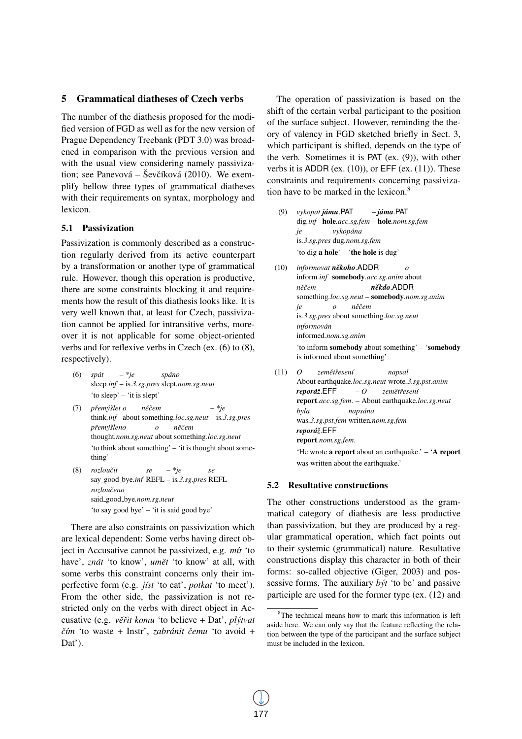## 5 Grammatical diatheses of Czech verbs

The number of the diathesis proposed for the modified version of FGD as well as for the new version of Prague Dependency Treebank (PDT 3.0) was broadened in comparison with the previous version and with the usual view considering namely passivization; see Panevová – Ševčíková (2010). We exemplify bellow three types of grammatical diatheses with their requirements on syntax, morphology and lexicon.

### 5.1 Passivization

Passivization is commonly described as a construction regularly derived from its active counterpart by a transformation or another type of grammatical rule. However, though this operation is productive, there are some constraints blocking it and requirements how the result of this diathesis looks like. It is very well known that, at least for Czech, passivization cannot be applied for intransitive verbs, moreover it is not applicable for some object-oriented verbs and for reflexive verbs in Czech (ex. (6) to (8), respectively).

(6) *spát* – **je* *spáno*
sleep.*inf* – is.*3.sg.pres* slept.*nom.sg.neut*
'to sleep' – 'it is slept'

(7) *přemýšlet o* *něčem* – **je*
think.*inf* about something.*loc.sg.neut* – is.*3.sg.pres*
*přemýšleno* *o* *něčem*
thought.*nom.sg.neut* about something.*loc.sg.neut*
'to think about something' – 'it is thought about something'

(8) *rozloučit* *se* – **je* *se*
say_good_bye.*inf* REFL – is.*3.sg.pres* REFL
*rozloučeno*
said_good_bye.*nom.sg.neut*
'to say good bye' – 'it is said good bye'

There are also constraints on passivization which are lexical dependent: Some verbs having direct object in Accusative cannot be passivized, e.g. *mít* 'to have', *znát* 'to know', *umět* 'to know' at all, with some verbs this constraint concerns only their imperfective form (e.g. *jíst* 'to eat', *potkat* 'to meet'). From the other side, the passivization is not restricted only on the verbs with direct object in Accusative (e.g. *věřit komu* 'to believe + Dat', *plýtvat čím* 'to waste + Instr', *zabránit čemu* 'to avoid + Dat').

The operation of passivization is based on the shift of the certain verbal participant to the position of the surface subject. However, reminding the theory of valency in FGD sketched briefly in Sect. 3, which participant is shifted, depends on the type of the verb. Sometimes it is PAT (ex. (9)), with other verbs it is ADDR (ex. (10)), or EFF (ex. (11)). These constraints and requirements concerning passivization have to be marked in the lexicon.[8]

(9) *vykopat **jámu***.PAT – ***jáma***.PAT
dig.*inf* **hole**.*acc.sg.fem* – **hole**.*nom.sg.fem*
*je* *vykopána*
is.*3.sg.pres* dug.*nom.sg.fem*
'to dig **a hole**' – '**the hole** is dug'

(10) *informovat **někoho***.ADDR *o*
inform.*inf* **somebody**.*acc.sg.anim* about
*něčem* – ***někdo***.ADDR
something.*loc.sg.neut* – **somebody**.*nom.sg.anim*
*je* *o* *něčem*
is.*3.sg.pres* about something.*loc.sg.neut*
*informován*
informed.*nom.sg.anim*
'to inform **somebody** about something' – '**somebody** is informed about something'

(11) *O* *zemětřesení* *napsal*
About earthquake.*loc.sg.neut* wrote.*3.sg.pst.anim*
***reporáž***.EFF – *O* *zemětřesení*
**report**.*acc.sg.fem*. – About earthquake.*loc.sg.neut*
*byla* *napsána*
was.*3.sg.pst.fem* written.*nom.sg.fem*
***reporáž***.EFF
**report**.*nom.sg.fem*.
'He wrote **a report** about an earthquake.' – '**A report** was written about the earthquake.'

### 5.2 Resultative constructions

The other constructions understood as the grammatical category of diathesis are less productive than passivization, but they are produced by a regular grammatical operation, which fact points out to their systemic (grammatical) nature. Resultative constructions display this character in both of their forms: so-called objective (Giger, 2003) and possessive forms. The auxiliary *být* 'to be' and passive participle are used for the former type (ex. (12) and

[8] The technical means how to mark this information is left aside here. We can only say that the feature reflecting the relation between the type of the participant and the surface subject must be included in the lexicon.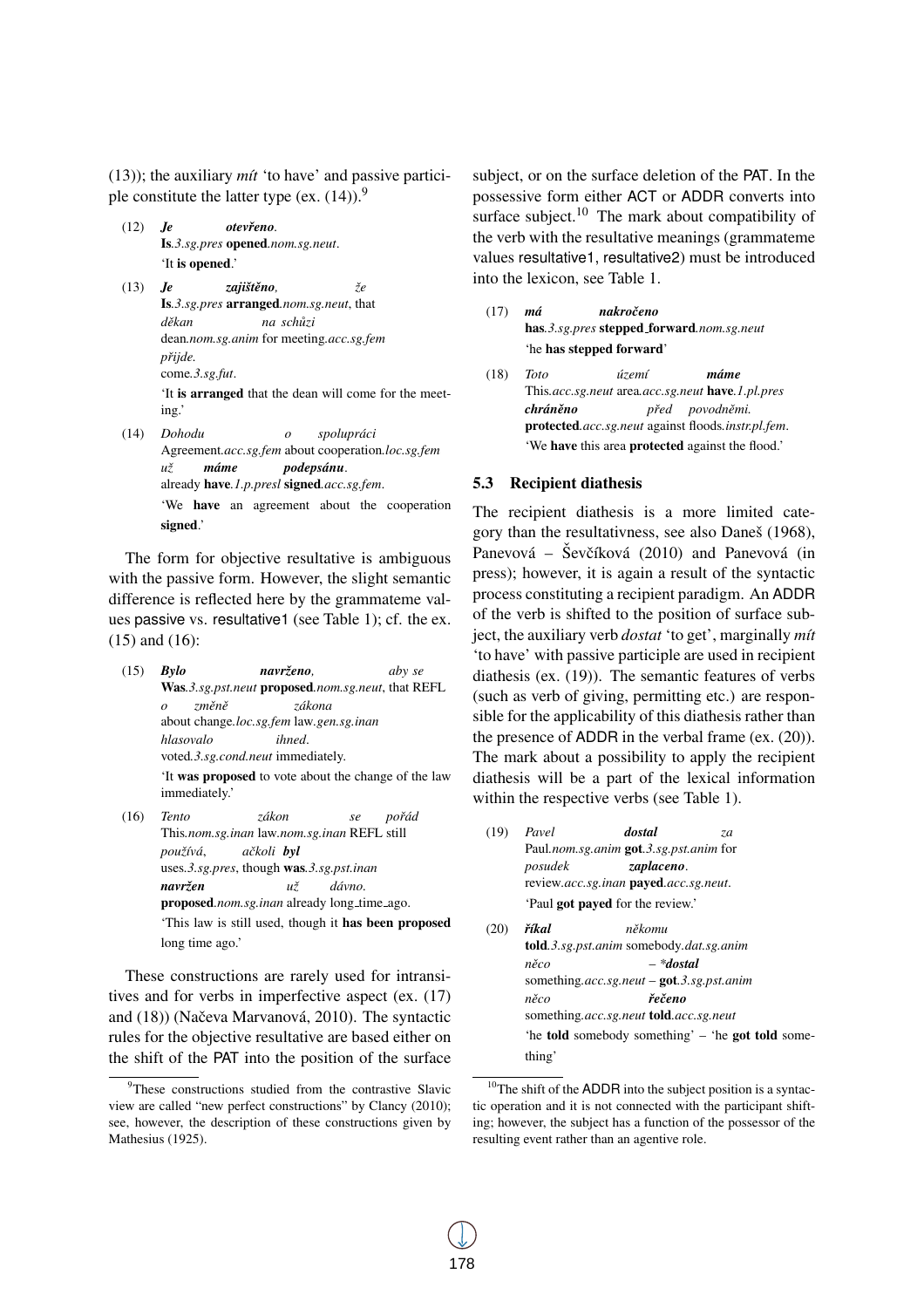(13)); the auxiliary *mít* 'to have' and passive participle constitute the latter type (ex. (14)).[9]

(12) ***Je*** ***otevřeno.***
**Is**.*3.sg.pres* **opened**.*nom.sg.neut*.
'It **is opened**.'

(13) ***Je*** ***zajištěno,*** *že* *děkan* *na schůzi* *přijde.*
**Is**.*3.sg.pres* **arranged**.*nom.sg.neut*, that dean.*nom.sg.anim* for meeting.*acc.sg.fem* come.*3.sg.fut*.
'It **is arranged** that the dean will come for the meeting.'

(14) *Dohodu* *o* *spolupráci* *už* ***máme*** ***podepsánu.***
Agreement.*acc.sg.fem* about cooperation.*loc.sg.fem* already **have**.*1.p.presl* **signed**.*acc.sg.fem*.
'We **have** an agreement about the cooperation **signed**.'

The form for objective resultative is ambiguous with the passive form. However, the slight semantic difference is reflected here by the grammateme values passive vs. resultative1 (see Table 1); cf. the ex. (15) and (16):

(15) ***Bylo*** ***navrženo,*** *aby se* *o* *změně* *zákona* *hlasovalo* *ihned.*
**Was**.*3.sg.pst.neut* **proposed**.*nom.sg.neut*, that REFL about change.*loc.sg.fem* law.*gen.sg.inan* voted.*3.sg.cond.neut* immediately.
'It **was proposed** to vote about the change of the law immediately.'

(16) *Tento* *zákon* *se* *pořád* *používá,* *ačkoli* ***byl*** ***navržen*** *už* *dávno.*
This.*nom.sg.inan* law.*nom.sg.inan* REFL still uses.*3.sg.pres*, though **was**.*3.sg.pst.inan* **proposed**.*nom.sg.inan* already long_time_ago.
'This law is still used, though it **has been proposed** long time ago.'

These constructions are rarely used for intransitives and for verbs in imperfective aspect (ex. (17) and (18)) (Načeva Marvanová, 2010). The syntactic rules for the objective resultative are based either on the shift of the PAT into the position of the surface subject, or on the surface deletion of the PAT. In the possessive form either ACT or ADDR converts into surface subject.[10] The mark about compatibility of the verb with the resultative meanings (grammateme values resultative1, resultative2) must be introduced into the lexicon, see Table 1.

(17) ***má*** ***nakročeno***
**has**.*3.sg.pres* **stepped_forward**.*nom.sg.neut*
'he **has stepped forward**'

(18) *Toto* *území* ***máme*** ***chráněno*** *před* *povodněmi.*
This.*acc.sg.neut* area.*acc.sg.neut* **have**.*1.pl.pres* **protected**.*acc.sg.neut* against floods.*instr.pl.fem*.
'We **have** this area **protected** against the flood.'

### 5.3 Recipient diathesis

The recipient diathesis is a more limited category than the resultativness, see also Daneš (1968), Panevová – Ševčíková (2010) and Panevová (in press); however, it is again a result of the syntactic process constituting a recipient paradigm. An ADDR of the verb is shifted to the position of surface subject, the auxiliary verb *dostat* 'to get', marginally *mít* 'to have' with passive participle are used in recipient diathesis (ex. (19)). The semantic features of verbs (such as verb of giving, permitting etc.) are responsible for the applicability of this diathesis rather than the presence of ADDR in the verbal frame (ex. (20)). The mark about a possibility to apply the recipient diathesis will be a part of the lexical information within the respective verbs (see Table 1).

(19) *Pavel* ***dostal*** *za* *posudek* ***zaplaceno.***
Paul.*nom.sg.anim* **got**.*3.sg.pst.anim* for review.*acc.sg.inan* **payed**.*acc.sg.neut*.
'Paul **got payed** for the review.'

(20) ***říkal*** *někomu* *něco* – ****dostal*** *něco* ***řečeno***
**told**.*3.sg.pst.anim* somebody.*dat.sg.anim* something.*acc.sg.neut* – **got**.*3.sg.pst.anim* something.*acc.sg.neut* **told**.*acc.sg.neut*
'he **told** somebody something' – 'he **got told** something'

---

[9] These constructions studied from the contrastive Slavic view are called "new perfect constructions" by Clancy (2010); see, however, the description of these constructions given by Mathesius (1925).

[10] The shift of the ADDR into the subject position is a syntactic operation and it is not connected with the participant shifting; however, the subject has a function of the possessor of the resulting event rather than an agentive role.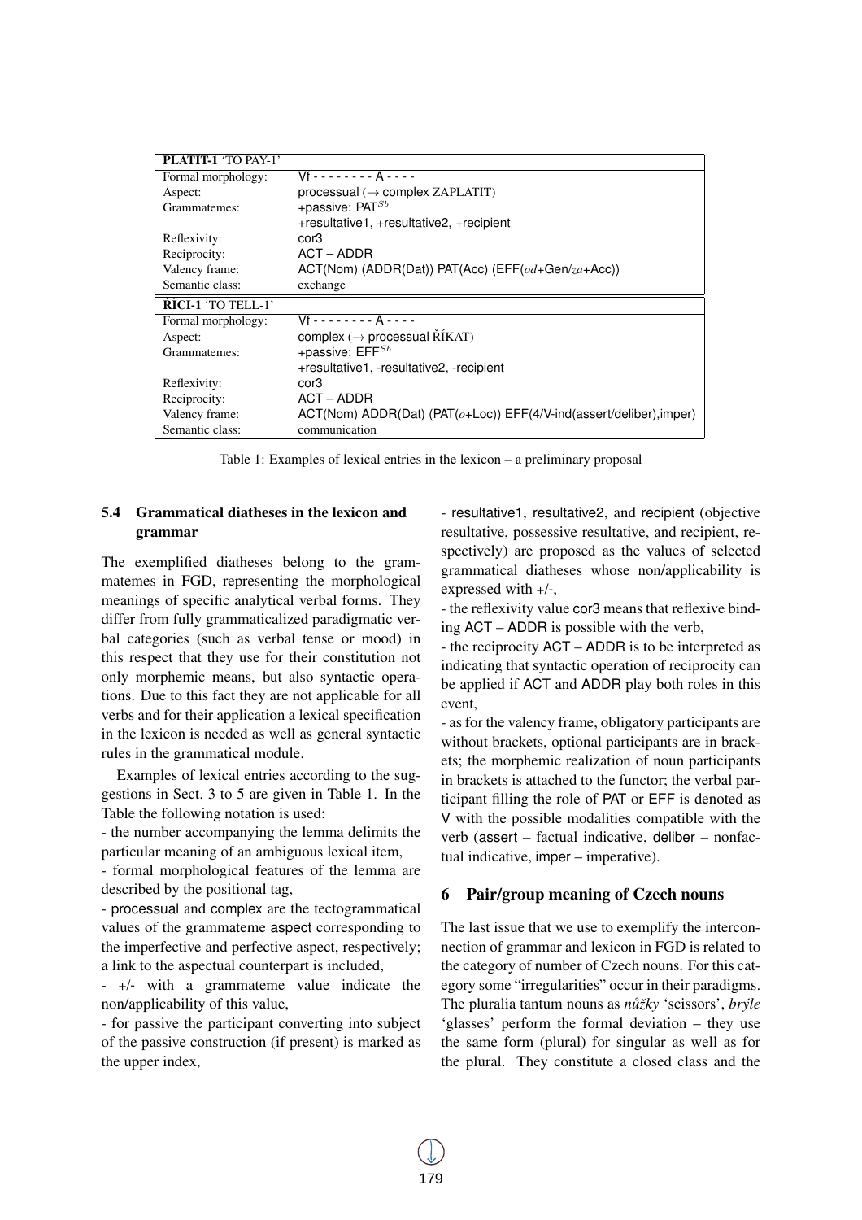| **PLATIT-1** 'TO PAY-1' | |
|---|---|
| Formal morphology: | Vf - - - - - - - - A - - - - |
| Aspect: | processual (→ complex ZAPLATIT) |
| Grammatemes: | +passive: $\text{PAT}^{Sb}$ |
| | +resultative1, +resultative2, +recipient |
| Reflexivity: | cor3 |
| Reciprocity: | ACT – ADDR |
| Valency frame: | ACT(Nom) (ADDR(Dat)) PAT(Acc) (EFF(*od*+Gen/*za*+Acc)) |
| Semantic class: | exchange |
| **ŘÍCI-1** 'TO TELL-1' | |
| Formal morphology: | Vf - - - - - - - - A - - - - |
| Aspect: | complex (→ processual ŘÍKAT) |
| Grammatemes: | +passive: $\text{EFF}^{Sb}$ |
| | +resultative1, -resultative2, -recipient |
| Reflexivity: | cor3 |
| Reciprocity: | ACT – ADDR |
| Valency frame: | ACT(Nom) ADDR(Dat) (PAT(*o*+Loc)) EFF(4/V-ind(assert/deliber),imper) |
| Semantic class: | communication |

Table 1: Examples of lexical entries in the lexicon – a preliminary proposal

### 5.4 Grammatical diatheses in the lexicon and grammar

The exemplified diatheses belong to the grammatemes in FGD, representing the morphological meanings of specific analytical verbal forms. They differ from fully grammaticalized paradigmatic verbal categories (such as verbal tense or mood) in this respect that they use for their constitution not only morphemic means, but also syntactic operations. Due to this fact they are not applicable for all verbs and for their application a lexical specification in the lexicon is needed as well as general syntactic rules in the grammatical module.

Examples of lexical entries according to the suggestions in Sect. 3 to 5 are given in Table 1. In the Table the following notation is used:

- the number accompanying the lemma delimits the particular meaning of an ambiguous lexical item,
- formal morphological features of the lemma are described by the positional tag,
- processual and complex are the tectogrammatical values of the grammateme aspect corresponding to the imperfective and perfective aspect, respectively; a link to the aspectual counterpart is included,
- +/- with a grammateme value indicate the non/applicability of this value,
- for passive the participant converting into subject of the passive construction (if present) is marked as the upper index,
- resultative1, resultative2, and recipient (objective resultative, possessive resultative, and recipient, respectively) are proposed as the values of selected grammatical diatheses whose non/applicability is expressed with +/-,
- the reflexivity value cor3 means that reflexive binding ACT – ADDR is possible with the verb,
- the reciprocity ACT – ADDR is to be interpreted as indicating that syntactic operation of reciprocity can be applied if ACT and ADDR play both roles in this event,
- as for the valency frame, obligatory participants are without brackets, optional participants are in brackets; the morphemic realization of noun participants in brackets is attached to the functor; the verbal participant filling the role of PAT or EFF is denoted as V with the possible modalities compatible with the verb (assert – factual indicative, deliber – nonfactual indicative, imper – imperative).

## 6 Pair/group meaning of Czech nouns

The last issue that we use to exemplify the interconnection of grammar and lexicon in FGD is related to the category of number of Czech nouns. For this category some "irregularities" occur in their paradigms. The pluralia tantum nouns as *nůžky* 'scissors', *brýle* 'glasses' perform the formal deviation – they use the same form (plural) for singular as well as for the plural. They constitute a closed class and the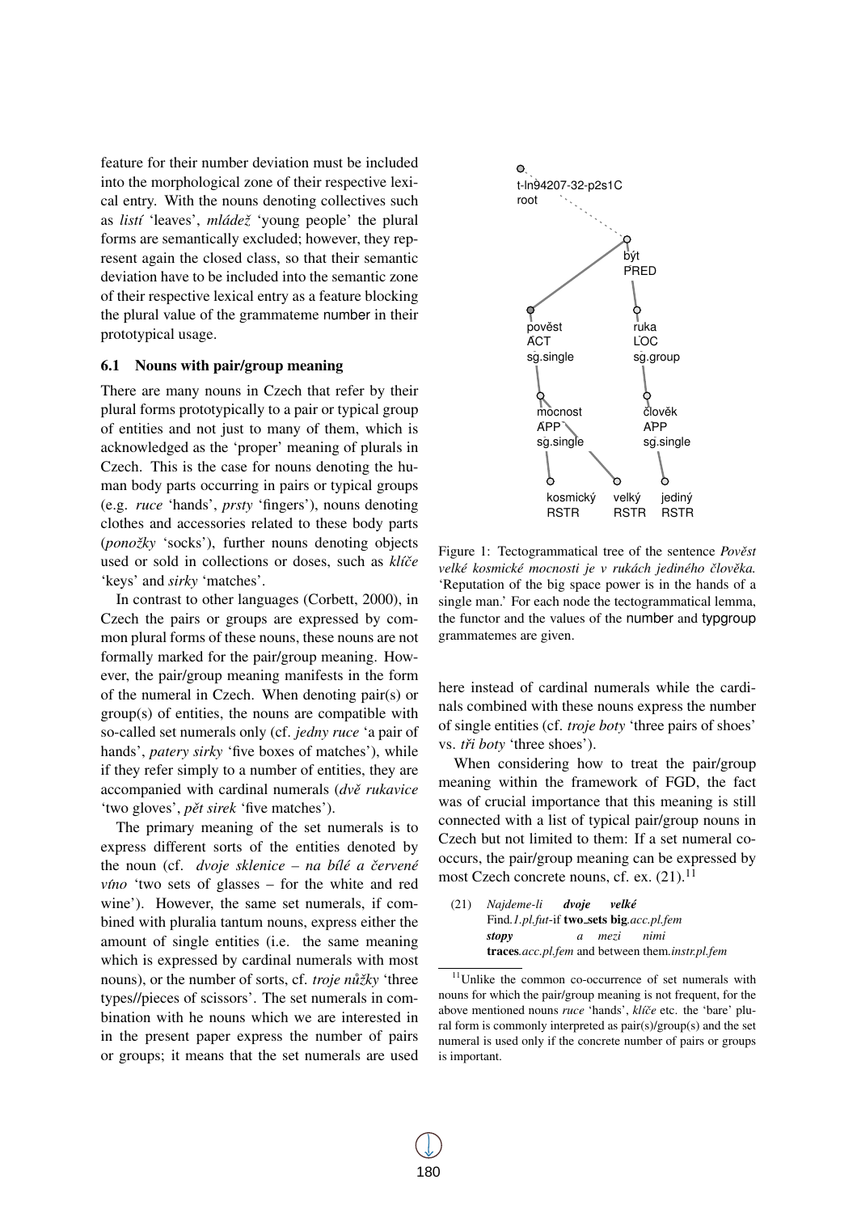feature for their number deviation must be included into the morphological zone of their respective lexical entry. With the nouns denoting collectives such as *listí* 'leaves', *mládež* 'young people' the plural forms are semantically excluded; however, they represent again the closed class, so that their semantic deviation have to be included into the semantic zone of their respective lexical entry as a feature blocking the plural value of the grammateme number in their prototypical usage.

### 6.1 Nouns with pair/group meaning

There are many nouns in Czech that refer by their plural forms prototypically to a pair or typical group of entities and not just to many of them, which is acknowledged as the 'proper' meaning of plurals in Czech. This is the case for nouns denoting the human body parts occurring in pairs or typical groups (e.g. *ruce* 'hands', *prsty* 'fingers'), nouns denoting clothes and accessories related to these body parts (*ponožky* 'socks'), further nouns denoting objects used or sold in collections or doses, such as *klíče* 'keys' and *sirky* 'matches'.

In contrast to other languages (Corbett, 2000), in Czech the pairs or groups are expressed by common plural forms of these nouns, these nouns are not formally marked for the pair/group meaning. However, the pair/group meaning manifests in the form of the numeral in Czech. When denoting pair(s) or group(s) of entities, the nouns are compatible with so-called set numerals only (cf. *jedny ruce* 'a pair of hands', *patery sirky* 'five boxes of matches'), while if they refer simply to a number of entities, they are accompanied with cardinal numerals (*dvě rukavice* 'two gloves', *pět sirek* 'five matches').

The primary meaning of the set numerals is to express different sorts of the entities denoted by the noun (cf. *dvoje sklenice – na bílé a červené víno* 'two sets of glasses – for the white and red wine'). However, the same set numerals, if combined with pluralia tantum nouns, express either the amount of single entities (i.e. the same meaning which is expressed by cardinal numerals with most nouns), or the number of sorts, cf. *troje nůžky* 'three types//pieces of scissors'. The set numerals in combination with he nouns which we are interested in in the present paper express the number of pairs or groups; it means that the set numerals are used here instead of cardinal numerals while the cardinals combined with these nouns express the number of single entities (cf. *troje boty* 'three pairs of shoes' vs. *tři boty* 'three shoes').

Figure 1: Tectogrammatical tree of the sentence *Pověst velké kosmické mocnosti je v rukách jediného člověka.* 'Reputation of the big space power is in the hands of a single man.' For each node the tectogrammatical lemma, the functor and the values of the number and typgroup grammatemes are given.

When considering how to treat the pair/group meaning within the framework of FGD, the fact was of crucial importance that this meaning is still connected with a list of typical pair/group nouns in Czech but not limited to them: If a set numeral co-occurs, the pair/group meaning can be expressed by most Czech concrete nouns, cf. ex. (21).[11]

(21) *Najdeme-li* ***dvoje*** ***velké***
Find.*1.pl.fut*-if **two sets big**.*acc.pl.fem*
***stopy*** *a mezi nimi*
**traces**.*acc.pl.fem* and between them.*instr.pl.fem*

[11]Unlike the common co-occurrence of set numerals with nouns for which the pair/group meaning is not frequent, for the above mentioned nouns *ruce* 'hands', *klíče* etc. the 'bare' plural form is commonly interpreted as pair(s)/group(s) and the set numeral is used only if the concrete number of pairs or groups is important.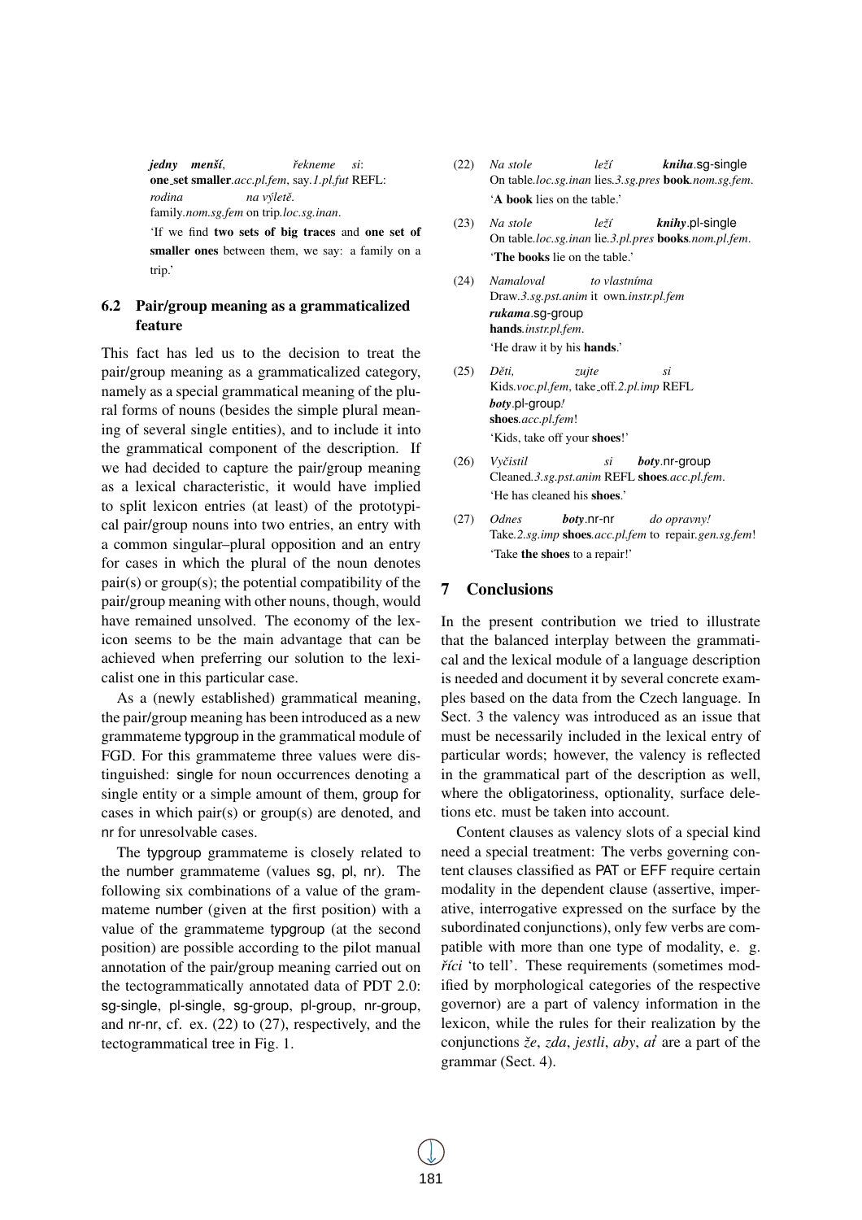*jedny menší*, *řekneme si*:
**one_set smaller**.*acc.pl.fem*, say.*1.pl.fut* REFL:
*rodina na výletě*.
family.*nom.sg.fem* on trip.*loc.sg.inan*.

'If we find **two sets of big traces** and **one set of smaller ones** between them, we say: a family on a trip.'

## 6.2 Pair/group meaning as a grammaticalized feature

This fact has led us to the decision to treat the pair/group meaning as a grammaticalized category, namely as a special grammatical meaning of the plural forms of nouns (besides the simple plural meaning of several single entities), and to include it into the grammatical component of the description. If we had decided to capture the pair/group meaning as a lexical characteristic, it would have implied to split lexicon entries (at least) of the prototypical pair/group nouns into two entries, an entry with a common singular–plural opposition and an entry for cases in which the plural of the noun denotes pair(s) or group(s); the potential compatibility of the pair/group meaning with other nouns, though, would have remained unsolved. The economy of the lexicon seems to be the main advantage that can be achieved when preferring our solution to the lexicalist one in this particular case.

As a (newly established) grammatical meaning, the pair/group meaning has been introduced as a new grammateme typgroup in the grammatical module of FGD. For this grammateme three values were distinguished: single for noun occurrences denoting a single entity or a simple amount of them, group for cases in which pair(s) or group(s) are denoted, and nr for unresolvable cases.

The typgroup grammateme is closely related to the number grammateme (values sg, pl, nr). The following six combinations of a value of the grammateme number (given at the first position) with a value of the grammateme typgroup (at the second position) are possible according to the pilot manual annotation of the pair/group meaning carried out on the tectogrammatically annotated data of PDT 2.0: sg-single, pl-single, sg-group, pl-group, nr-group, and nr-nr, cf. ex. (22) to (27), respectively, and the tectogrammatical tree in Fig. 1.

(22) *Na stole leží **kniha***.sg-single
On table.*loc.sg.inan* lies.*3.sg.pres* **book**.*nom.sg.fem*.
'**A book** lies on the table.'

(23) *Na stole leží **knihy***.pl-single
On table.*loc.sg.inan* lie.*3.pl.pres* **books**.*nom.pl.fem*.
'**The books** lie on the table.'

(24) *Namaloval to vlastníma **rukama***.sg-group
Draw.*3.sg.pst.anim* it own.*instr.pl.fem* **hands**.*instr.pl.fem*.
'He draw it by his **hands**.'

(25) *Děti, zujte si **boty***.pl-group!
Kids.*voc.pl.fem*, take_off.*2.pl.imp* REFL **shoes**.*acc.pl.fem*!
'Kids, take off your **shoes**!'

(26) *Vyčistil si **boty***.nr-group
Cleaned.*3.sg.pst.anim* REFL **shoes**.*acc.pl.fem*.
'He has cleaned his **shoes**.'

(27) *Odnes **boty***.nr-nr *do opravny!*
Take.*2.sg.imp* **shoes**.*acc.pl.fem* to repair.*gen.sg.fem*!
'Take **the shoes** to a repair!'

# 7 Conclusions

In the present contribution we tried to illustrate that the balanced interplay between the grammatical and the lexical module of a language description is needed and document it by several concrete examples based on the data from the Czech language. In Sect. 3 the valency was introduced as an issue that must be necessarily included in the lexical entry of particular words; however, the valency is reflected in the grammatical part of the description as well, where the obligatoriness, optionality, surface deletions etc. must be taken into account.

Content clauses as valency slots of a special kind need a special treatment: The verbs governing content clauses classified as PAT or EFF require certain modality in the dependent clause (assertive, imperative, interrogative expressed on the surface by the subordinated conjunctions), only few verbs are compatible with more than one type of modality, e. g. *říci* 'to tell'. These requirements (sometimes modified by morphological categories of the respective governor) are a part of valency information in the lexicon, while the rules for their realization by the conjunctions *že*, *zda*, *jestli*, *aby*, *ať* are a part of the grammar (Sect. 4).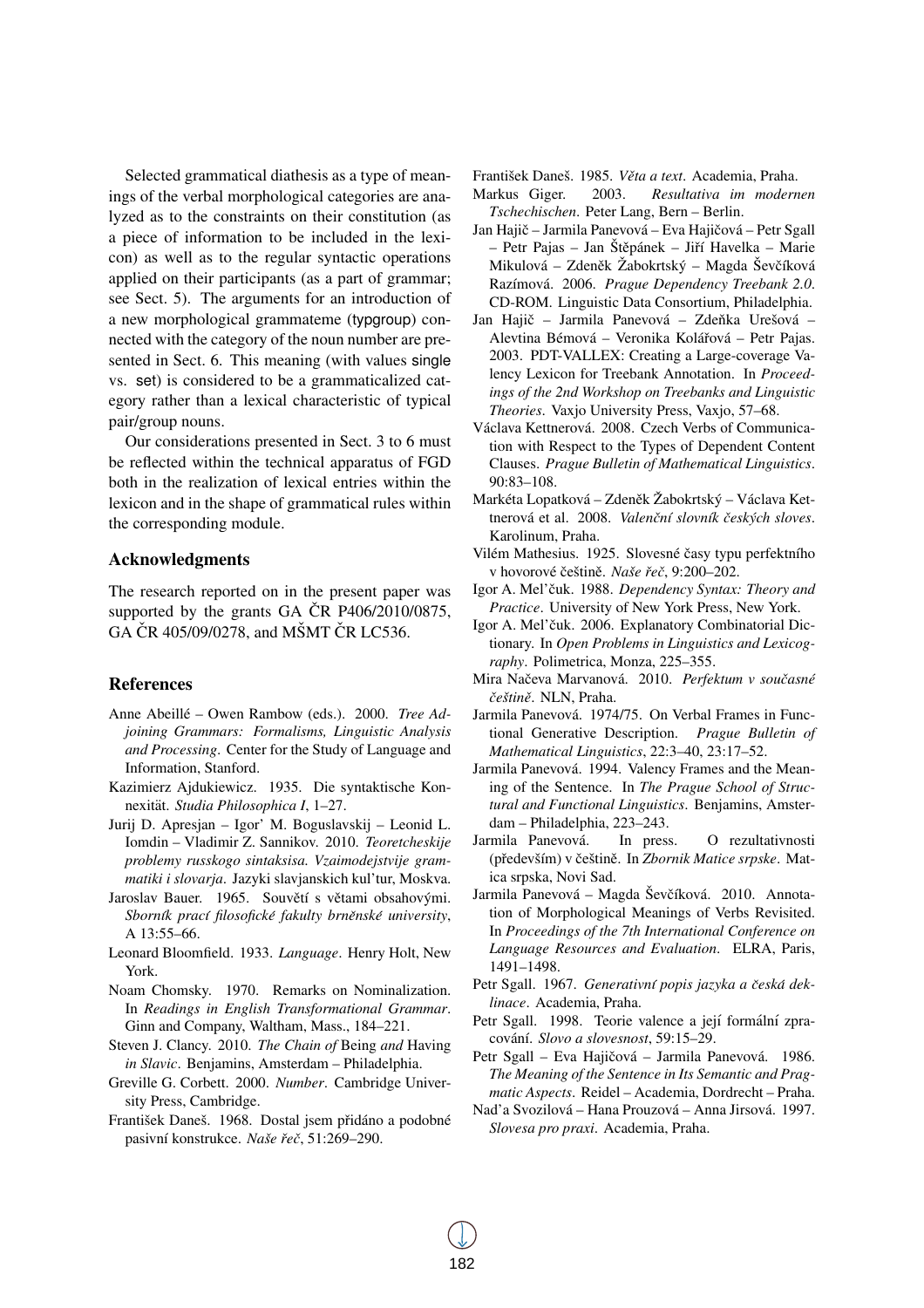Selected grammatical diathesis as a type of meanings of the verbal morphological categories are analyzed as to the constraints on their constitution (as a piece of information to be included in the lexicon) as well as to the regular syntactic operations applied on their participants (as a part of grammar; see Sect. 5). The arguments for an introduction of a new morphological grammateme (typgroup) connected with the category of the noun number are presented in Sect. 6. This meaning (with values single vs. set) is considered to be a grammaticalized category rather than a lexical characteristic of typical pair/group nouns.

Our considerations presented in Sect. 3 to 6 must be reflected within the technical apparatus of FGD both in the realization of lexical entries within the lexicon and in the shape of grammatical rules within the corresponding module.

## Acknowledgments

The research reported on in the present paper was supported by the grants GA ČR P406/2010/0875, GA ČR 405/09/0278, and MŠMT ČR LC536.

## References

Anne Abeillé – Owen Rambow (eds.). 2000. *Tree Adjoining Grammars: Formalisms, Linguistic Analysis and Processing*. Center for the Study of Language and Information, Stanford.

Kazimierz Ajdukiewicz. 1935. Die syntaktische Konnexität. *Studia Philosophica I*, 1–27.

Jurij D. Apresjan – Igor' M. Boguslavskij – Leonid L. Iomdin – Vladimir Z. Sannikov. 2010. *Teoretcheskije problemy russkogo sintaksisa. Vzaimodejstvije grammatiki i slovarja*. Jazyki slavjanskich kul'tur, Moskva.

Jaroslav Bauer. 1965. Souvětí s větami obsahovými. *Sborník prací filosofické fakulty brněnské university*, A 13:55–66.

Leonard Bloomfield. 1933. *Language*. Henry Holt, New York.

Noam Chomsky. 1970. Remarks on Nominalization. In *Readings in English Transformational Grammar*. Ginn and Company, Waltham, Mass., 184–221.

Steven J. Clancy. 2010. *The Chain of* Being *and* Having *in Slavic*. Benjamins, Amsterdam – Philadelphia.

Greville G. Corbett. 2000. *Number*. Cambridge University Press, Cambridge.

František Daneš. 1968. Dostal jsem přidáno a podobné pasivní konstrukce. *Naše řeč*, 51:269–290.

František Daneš. 1985. *Věta a text*. Academia, Praha.

Markus Giger. 2003. *Resultativa im modernen Tschechischen*. Peter Lang, Bern – Berlin.

Jan Hajič – Jarmila Panevová – Eva Hajičová – Petr Sgall – Petr Pajas – Jan Štěpánek – Jiří Havelka – Marie Mikulová – Zdeněk Žabokrtský – Magda Ševčíková Razímová. 2006. *Prague Dependency Treebank 2.0*. CD-ROM. Linguistic Data Consortium, Philadelphia.

Jan Hajič – Jarmila Panevová – Zdeňka Urešová – Alevtina Bémová – Veronika Kolářová – Petr Pajas. 2003. PDT-VALLEX: Creating a Large-coverage Valency Lexicon for Treebank Annotation. In *Proceedings of the 2nd Workshop on Treebanks and Linguistic Theories*. Vaxjo University Press, Vaxjo, 57–68.

Václava Kettnerová. 2008. Czech Verbs of Communication with Respect to the Types of Dependent Content Clauses. *Prague Bulletin of Mathematical Linguistics*. 90:83–108.

Markéta Lopatková – Zdeněk Žabokrtský – Václava Kettnerová et al. 2008. *Valenční slovník českých sloves*. Karolinum, Praha.

Vilém Mathesius. 1925. Slovesné časy typu perfektního v hovorové češtině. *Naše řeč*, 9:200–202.

Igor A. Mel'čuk. 1988. *Dependency Syntax: Theory and Practice*. University of New York Press, New York.

Igor A. Mel'čuk. 2006. Explanatory Combinatorial Dictionary. In *Open Problems in Linguistics and Lexicography*. Polimetrica, Monza, 225–355.

Mira Načeva Marvanová. 2010. *Perfektum v současné češtině*. NLN, Praha.

Jarmila Panevová. 1974/75. On Verbal Frames in Functional Generative Description. *Prague Bulletin of Mathematical Linguistics*, 22:3–40, 23:17–52.

Jarmila Panevová. 1994. Valency Frames and the Meaning of the Sentence. In *The Prague School of Structural and Functional Linguistics*. Benjamins, Amsterdam – Philadelphia, 223–243.

Jarmila Panevová. In press. O rezultativnosti (především) v češtině. In *Zbornik Matice srpske*. Matica srpska, Novi Sad.

Jarmila Panevová – Magda Ševčíková. 2010. Annotation of Morphological Meanings of Verbs Revisited. In *Proceedings of the 7th International Conference on Language Resources and Evaluation*. ELRA, Paris, 1491–1498.

Petr Sgall. 1967. *Generativní popis jazyka a česká deklinace*. Academia, Praha.

Petr Sgall. 1998. Teorie valence a její formální zpracování. *Slovo a slovesnost*, 59:15–29.

Petr Sgall – Eva Hajičová – Jarmila Panevová. 1986. *The Meaning of the Sentence in Its Semantic and Pragmatic Aspects*. Reidel – Academia, Dordrecht – Praha.

Nad'a Svozilová – Hana Prouzová – Anna Jirsová. 1997. *Slovesa pro praxi*. Academia, Praha.